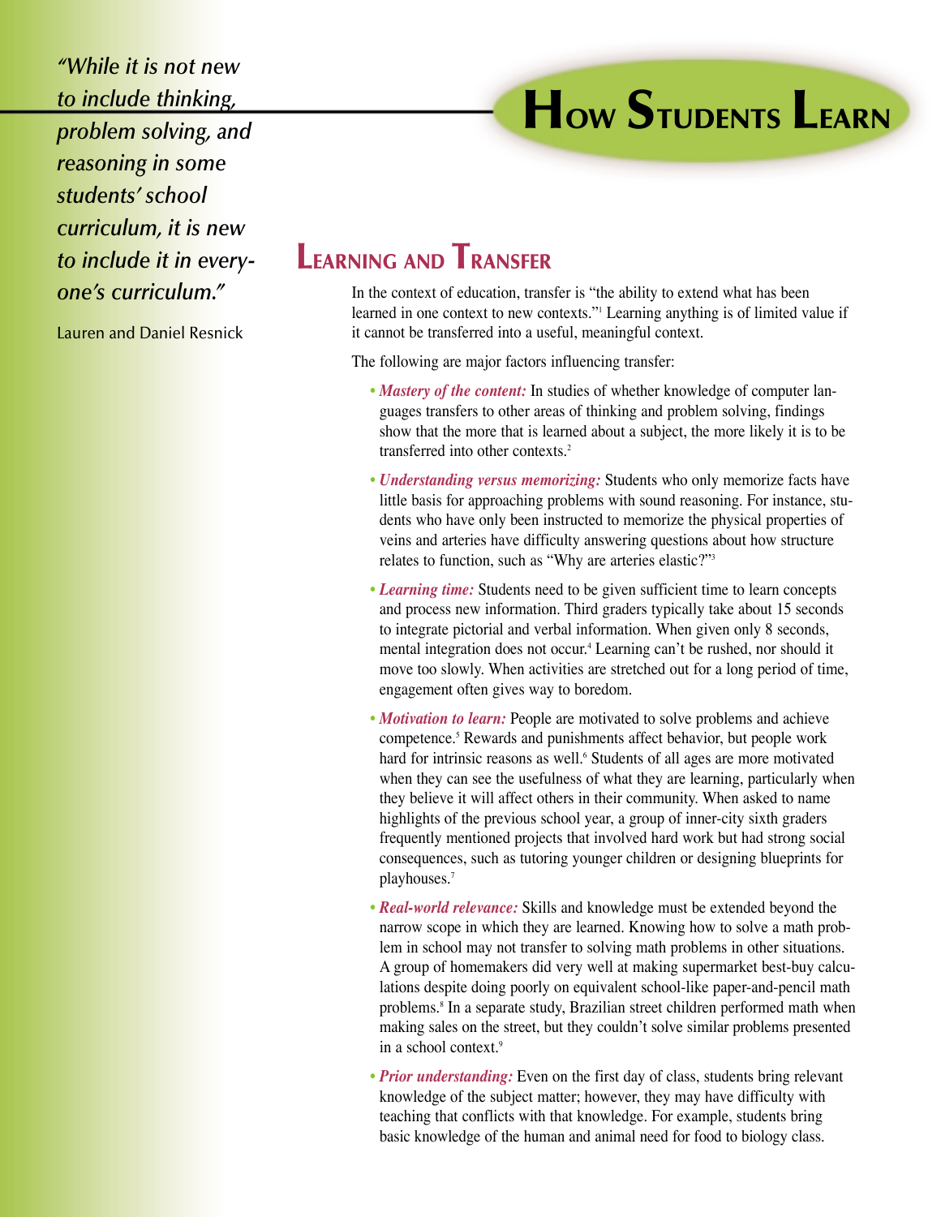# How Students Learn

*"While it is not new to include thinking, problem solving, and reasoning in some students' school curriculum, it is new to include it in everyone's curriculum."*

Lauren and Daniel Resnick

## Learning and Transfer

In the context of education, transfer is "the ability to extend what has been learned in one context to new contexts."[1] Learning anything is of limited value if it cannot be transferred into a useful, meaningful context.

The following are major factors influencing transfer:

- ***Mastery of the content:*** In studies of whether knowledge of computer languages transfers to other areas of thinking and problem solving, findings show that the more that is learned about a subject, the more likely it is to be transferred into other contexts.[2]
- ***Understanding versus memorizing:*** Students who only memorize facts have little basis for approaching problems with sound reasoning. For instance, students who have only been instructed to memorize the physical properties of veins and arteries have difficulty answering questions about how structure relates to function, such as "Why are arteries elastic?"[3]
- ***Learning time:*** Students need to be given sufficient time to learn concepts and process new information. Third graders typically take about 15 seconds to integrate pictorial and verbal information. When given only 8 seconds, mental integration does not occur.[4] Learning can't be rushed, nor should it move too slowly. When activities are stretched out for a long period of time, engagement often gives way to boredom.
- ***Motivation to learn:*** People are motivated to solve problems and achieve competence.[5] Rewards and punishments affect behavior, but people work hard for intrinsic reasons as well.[6] Students of all ages are more motivated when they can see the usefulness of what they are learning, particularly when they believe it will affect others in their community. When asked to name highlights of the previous school year, a group of inner-city sixth graders frequently mentioned projects that involved hard work but had strong social consequences, such as tutoring younger children or designing blueprints for playhouses.[7]
- ***Real-world relevance:*** Skills and knowledge must be extended beyond the narrow scope in which they are learned. Knowing how to solve a math problem in school may not transfer to solving math problems in other situations. A group of homemakers did very well at making supermarket best-buy calculations despite doing poorly on equivalent school-like paper-and-pencil math problems.[8] In a separate study, Brazilian street children performed math when making sales on the street, but they couldn't solve similar problems presented in a school context.[9]
- ***Prior understanding:*** Even on the first day of class, students bring relevant knowledge of the subject matter; however, they may have difficulty with teaching that conflicts with that knowledge. For example, students bring basic knowledge of the human and animal need for food to biology class.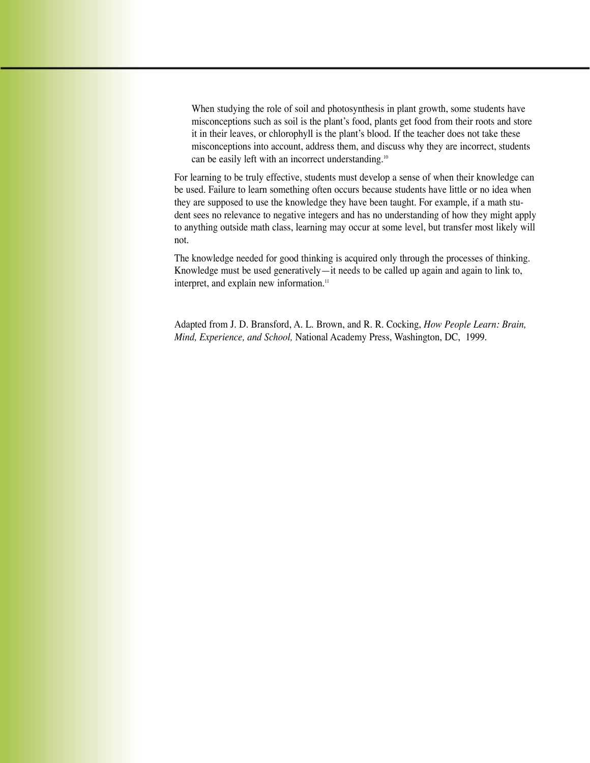> When studying the role of soil and photosynthesis in plant growth, some students have misconceptions such as soil is the plant's food, plants get food from their roots and store it in their leaves, or chlorophyll is the plant's blood. If the teacher does not take these misconceptions into account, address them, and discuss why they are incorrect, students can be easily left with an incorrect understanding.[10]

For learning to be truly effective, students must develop a sense of when their knowledge can be used. Failure to learn something often occurs because students have little or no idea when they are supposed to use the knowledge they have been taught. For example, if a math student sees no relevance to negative integers and has no understanding of how they might apply to anything outside math class, learning may occur at some level, but transfer most likely will not.

The knowledge needed for good thinking is acquired only through the processes of thinking. Knowledge must be used generatively—it needs to be called up again and again to link to, interpret, and explain new information.[11]

Adapted from J. D. Bransford, A. L. Brown, and R. R. Cocking, *How People Learn: Brain, Mind, Experience, and School,* National Academy Press, Washington, DC, 1999.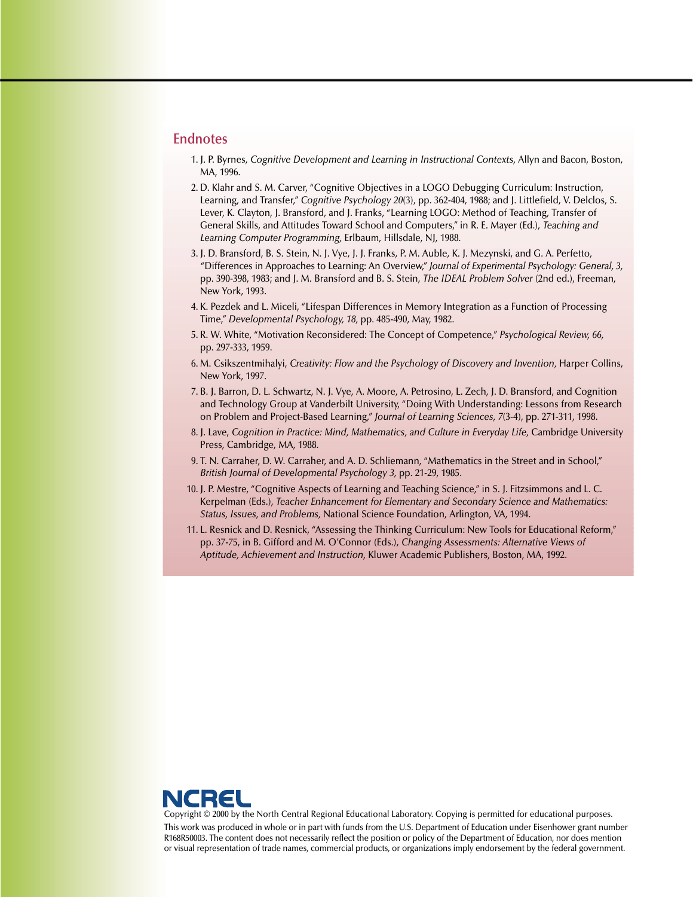## Endnotes

1. J. P. Byrnes, *Cognitive Development and Learning in Instructional Contexts,* Allyn and Bacon, Boston, MA, 1996.
2. D. Klahr and S. M. Carver, "Cognitive Objectives in a LOGO Debugging Curriculum: Instruction, Learning, and Transfer," *Cognitive Psychology 20*(3), pp. 362-404, 1988; and J. Littlefield, V. Delclos, S. Lever, K. Clayton, J. Bransford, and J. Franks, "Learning LOGO: Method of Teaching, Transfer of General Skills, and Attitudes Toward School and Computers," in R. E. Mayer (Ed.), *Teaching and Learning Computer Programming,* Erlbaum, Hillsdale, NJ, 1988.
3. J. D. Bransford, B. S. Stein, N. J. Vye, J. J. Franks, P. M. Auble, K. J. Mezynski, and G. A. Perfetto, "Differences in Approaches to Learning: An Overview," *Journal of Experimental Psychology: General, 3,* pp. 390-398, 1983; and J. M. Bransford and B. S. Stein, *The IDEAL Problem Solver* (2nd ed.), Freeman, New York, 1993.
4. K. Pezdek and L. Miceli, "Lifespan Differences in Memory Integration as a Function of Processing Time," *Developmental Psychology, 18,* pp. 485-490, May, 1982.
5. R. W. White, "Motivation Reconsidered: The Concept of Competence," *Psychological Review, 66,* pp. 297-333, 1959.
6. M. Csikszentmihalyi, *Creativity: Flow and the Psychology of Discovery and Invention,* Harper Collins, New York, 1997.
7. B. J. Barron, D. L. Schwartz, N. J. Vye, A. Moore, A. Petrosino, L. Zech, J. D. Bransford, and Cognition and Technology Group at Vanderbilt University, "Doing With Understanding: Lessons from Research on Problem and Project-Based Learning," *Journal of Learning Sciences, 7*(3-4), pp. 271-311, 1998.
8. J. Lave, *Cognition in Practice: Mind, Mathematics, and Culture in Everyday Life,* Cambridge University Press, Cambridge, MA, 1988.
9. T. N. Carraher, D. W. Carraher, and A. D. Schliemann, "Mathematics in the Street and in School," *British Journal of Developmental Psychology 3,* pp. 21-29, 1985.
10. J. P. Mestre, "Cognitive Aspects of Learning and Teaching Science," in S. J. Fitzsimmons and L. C. Kerpelman (Eds.), *Teacher Enhancement for Elementary and Secondary Science and Mathematics: Status, Issues, and Problems,* National Science Foundation, Arlington, VA, 1994.
11. L. Resnick and D. Resnick, "Assessing the Thinking Curriculum: New Tools for Educational Reform," pp. 37-75, in B. Gifford and M. O'Connor (Eds.), *Changing Assessments: Alternative Views of Aptitude, Achievement and Instruction,* Kluwer Academic Publishers, Boston, MA, 1992.

NCREL

Copyright © 2000 by the North Central Regional Educational Laboratory. Copying is permitted for educational purposes.

This work was produced in whole or in part with funds from the U.S. Department of Education under Eisenhower grant number R168R50003. The content does not necessarily reflect the position or policy of the Department of Education, nor does mention or visual representation of trade names, commercial products, or organizations imply endorsement by the federal government.